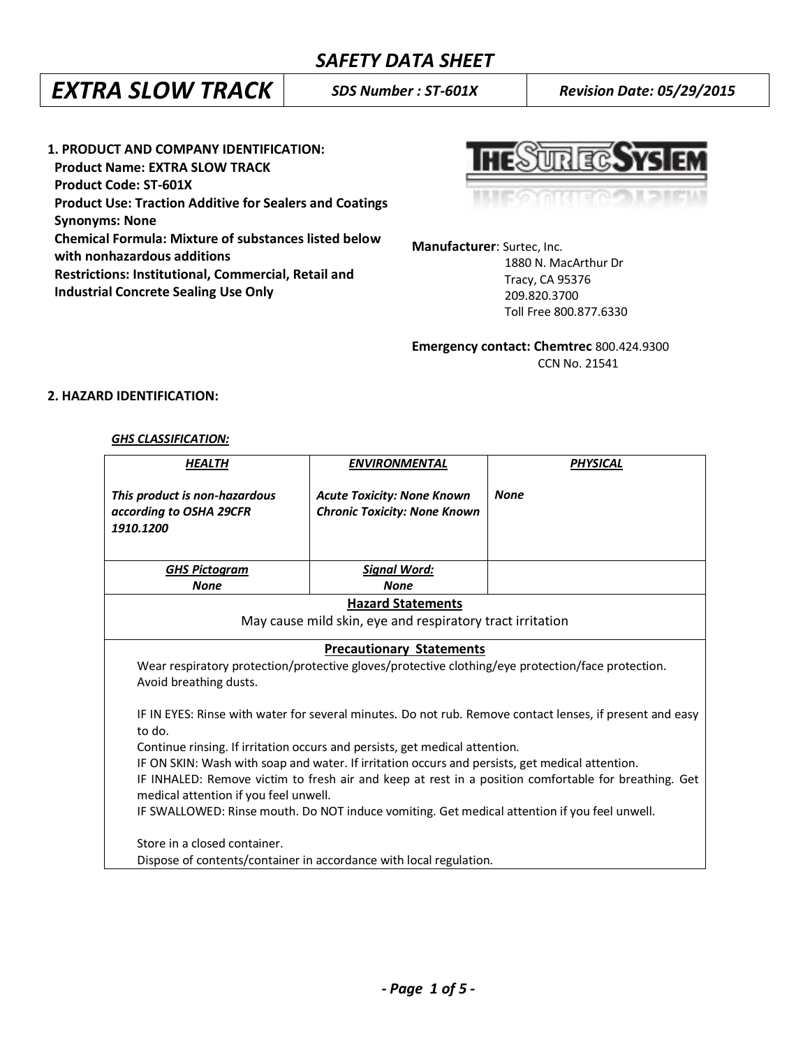# SAFETY DATA SHEET

| EXTRA SLOW TRACK | SDS Number : ST-601X | Revision Date: 05/29/2015 |
|---|---|---|

## 1. PRODUCT AND COMPANY IDENTIFICATION:

**Product Name: EXTRA SLOW TRACK**
**Product Code: ST-601X**
**Product Use: Traction Additive for Sealers and Coatings**
**Synonyms: None**
**Chemical Formula: Mixture of substances listed below with nonhazardous additions**
**Restrictions: Institutional, Commercial, Retail and Industrial Concrete Sealing Use Only**

THE SURTEC SYSTEM

**Manufacturer**: Surtec, Inc.
1880 N. MacArthur Dr
Tracy, CA 95376
209.820.3700
Toll Free 800.877.6330

**Emergency contact: Chemtrec** 800.424.9300
CCN No. 21541

## 2. HAZARD IDENTIFICATION:

***GHS CLASSIFICATION:***

| ***HEALTH*** | ***ENVIRONMENTAL*** | ***PHYSICAL*** |
|---|---|---|
| ***This product is non-hazardous according to OSHA 29CFR 1910.1200*** | ***Acute Toxicity: None Known*** ***Chronic Toxicity: None Known*** | ***None*** |
| ***GHS Pictogram*** ***None*** | ***Signal Word:*** ***None*** | |

**Hazard Statements**

May cause mild skin, eye and respiratory tract irritation

**Precautionary Statements**

Wear respiratory protection/protective gloves/protective clothing/eye protection/face protection.
Avoid breathing dusts.

IF IN EYES: Rinse with water for several minutes. Do not rub. Remove contact lenses, if present and easy to do.
Continue rinsing. If irritation occurs and persists, get medical attention.
IF ON SKIN: Wash with soap and water. If irritation occurs and persists, get medical attention.
IF INHALED: Remove victim to fresh air and keep at rest in a position comfortable for breathing. Get medical attention if you feel unwell.
IF SWALLOWED: Rinse mouth. Do NOT induce vomiting. Get medical attention if you feel unwell.

Store in a closed container.
Dispose of contents/container in accordance with local regulation.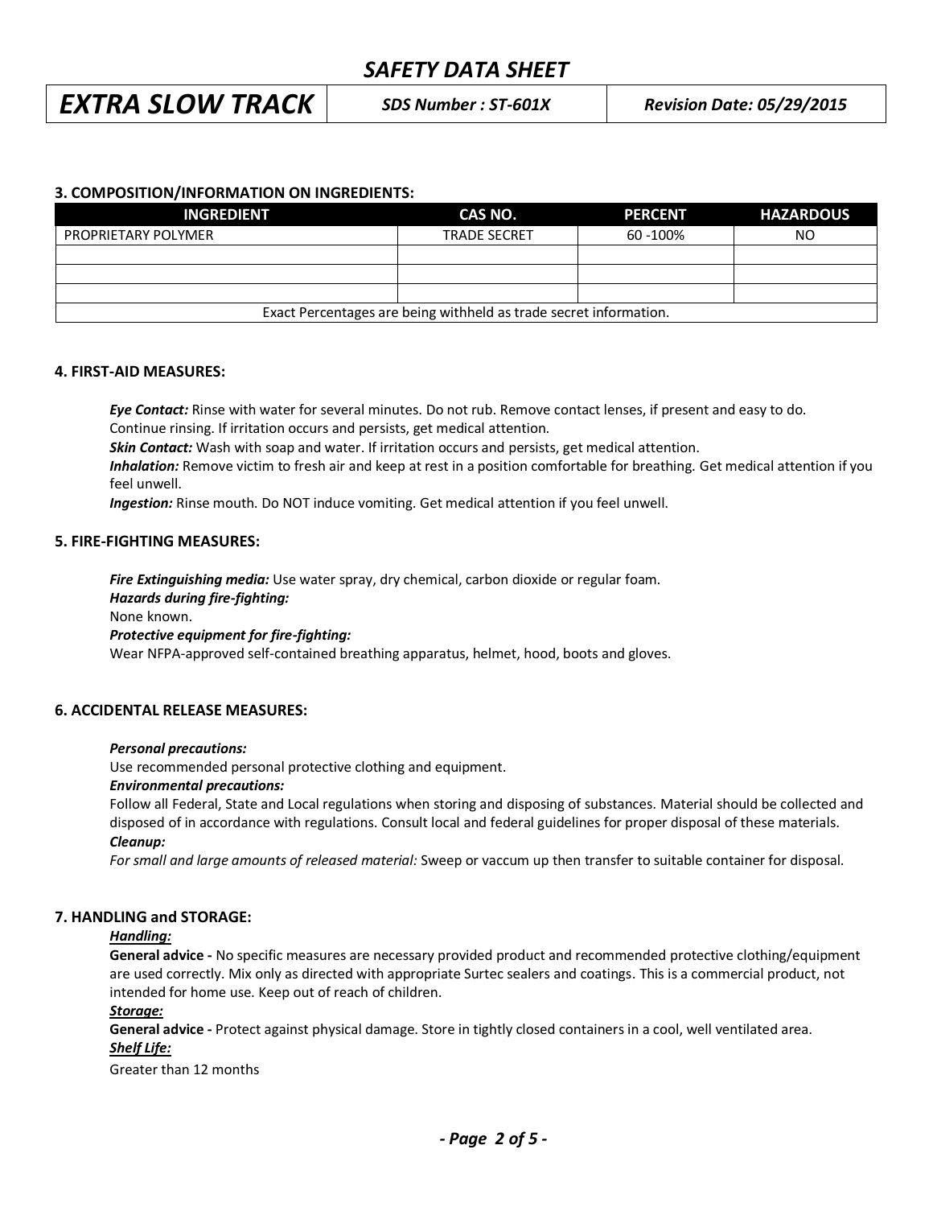## 3. COMPOSITION/INFORMATION ON INGREDIENTS:

| INGREDIENT | CAS NO. | PERCENT | HAZARDOUS |
|---|---|---|---|
| PROPRIETARY POLYMER | TRADE SECRET | 60 -100% | NO |
| | | | |
| | | | |
| | | | |
| Exact Percentages are being withheld as trade secret information. | | | |

## 4. FIRST-AID MEASURES:

***Eye Contact:*** Rinse with water for several minutes. Do not rub. Remove contact lenses, if present and easy to do. Continue rinsing. If irritation occurs and persists, get medical attention.

***Skin Contact:*** Wash with soap and water. If irritation occurs and persists, get medical attention.

***Inhalation:*** Remove victim to fresh air and keep at rest in a position comfortable for breathing. Get medical attention if you feel unwell.

***Ingestion:*** Rinse mouth. Do NOT induce vomiting. Get medical attention if you feel unwell.

## 5. FIRE-FIGHTING MEASURES:

***Fire Extinguishing media:*** Use water spray, dry chemical, carbon dioxide or regular foam.

***Hazards during fire-fighting:***

None known.

***Protective equipment for fire-fighting:***

Wear NFPA-approved self-contained breathing apparatus, helmet, hood, boots and gloves.

## 6. ACCIDENTAL RELEASE MEASURES:

***Personal precautions:***

Use recommended personal protective clothing and equipment.

***Environmental precautions:***

Follow all Federal, State and Local regulations when storing and disposing of substances. Material should be collected and disposed of in accordance with regulations. Consult local and federal guidelines for proper disposal of these materials.

***Cleanup:***

*For small and large amounts of released material:* Sweep or vaccum up then transfer to suitable container for disposal.

## 7. HANDLING and STORAGE:

***Handling:***

**General advice -** No specific measures are necessary provided product and recommended protective clothing/equipment are used correctly. Mix only as directed with appropriate Surtec sealers and coatings. This is a commercial product, not intended for home use. Keep out of reach of children.

***Storage:***

**General advice -** Protect against physical damage. Store in tightly closed containers in a cool, well ventilated area.

***Shelf Life:***

Greater than 12 months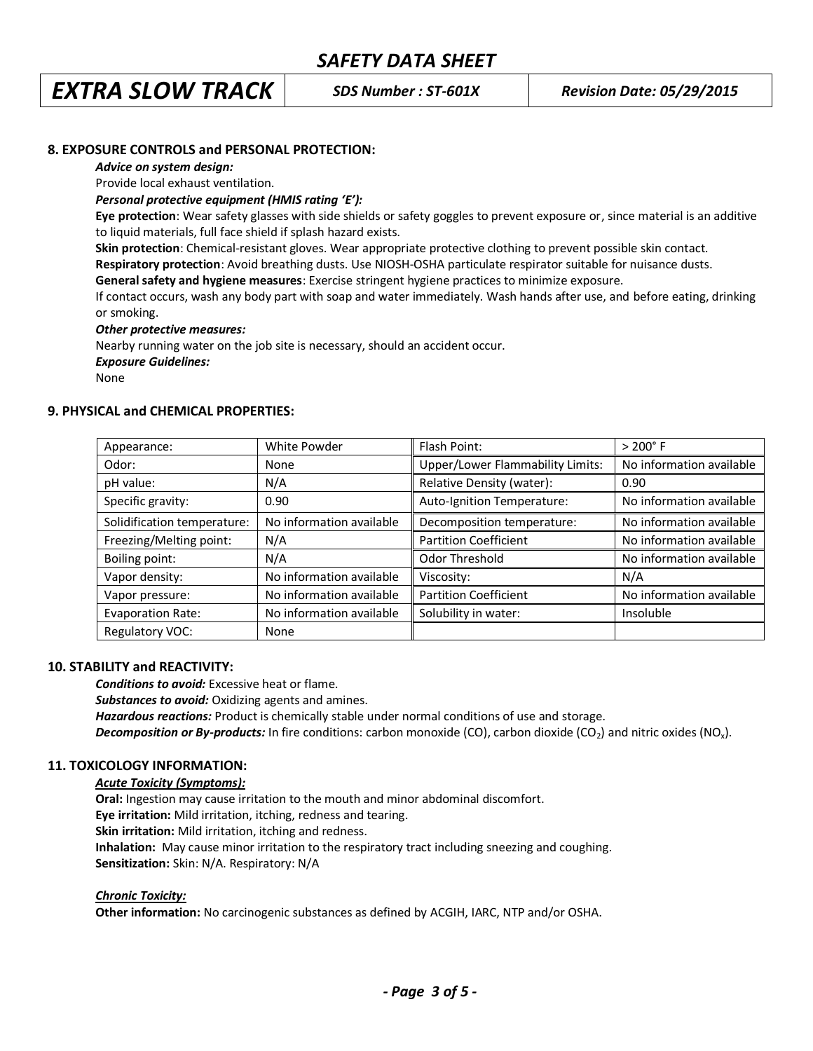# SAFETY DATA SHEET

| EXTRA SLOW TRACK | SDS Number : ST-601X | Revision Date: 05/29/2015 |
|---|---|---|

## 8. EXPOSURE CONTROLS and PERSONAL PROTECTION:

***Advice on system design:***

Provide local exhaust ventilation.

***Personal protective equipment (HMIS rating 'E'):***

**Eye protection**: Wear safety glasses with side shields or safety goggles to prevent exposure or, since material is an additive to liquid materials, full face shield if splash hazard exists.

**Skin protection**: Chemical-resistant gloves. Wear appropriate protective clothing to prevent possible skin contact.

**Respiratory protection**: Avoid breathing dusts. Use NIOSH-OSHA particulate respirator suitable for nuisance dusts.

**General safety and hygiene measures**: Exercise stringent hygiene practices to minimize exposure.

If contact occurs, wash any body part with soap and water immediately. Wash hands after use, and before eating, drinking or smoking.

***Other protective measures:***

Nearby running water on the job site is necessary, should an accident occur.

***Exposure Guidelines:***

None

## 9. PHYSICAL and CHEMICAL PROPERTIES:

| | | | |
|---|---|---|---|
| Appearance: | White Powder | Flash Point: | > 200° F |
| Odor: | None | Upper/Lower Flammability Limits: | No information available |
| pH value: | N/A | Relative Density (water): | 0.90 |
| Specific gravity: | 0.90 | Auto-Ignition Temperature: | No information available |
| Solidification temperature: | No information available | Decomposition temperature: | No information available |
| Freezing/Melting point: | N/A | Partition Coefficient | No information available |
| Boiling point: | N/A | Odor Threshold | No information available |
| Vapor density: | No information available | Viscosity: | N/A |
| Vapor pressure: | No information available | Partition Coefficient | No information available |
| Evaporation Rate: | No information available | Solubility in water: | Insoluble |
| Regulatory VOC: | None | | |

## 10. STABILITY and REACTIVITY:

***Conditions to avoid:*** Excessive heat or flame.

***Substances to avoid:*** Oxidizing agents and amines.

***Hazardous reactions:*** Product is chemically stable under normal conditions of use and storage.

***Decomposition or By-products:*** In fire conditions: carbon monoxide (CO), carbon dioxide ($CO_2$) and nitric oxides ($NO_x$).

## 11. TOXICOLOGY INFORMATION:

***Acute Toxicity (Symptoms):***

**Oral:** Ingestion may cause irritation to the mouth and minor abdominal discomfort.

**Eye irritation:** Mild irritation, itching, redness and tearing.

**Skin irritation:** Mild irritation, itching and redness.

**Inhalation:** May cause minor irritation to the respiratory tract including sneezing and coughing.

**Sensitization:** Skin: N/A. Respiratory: N/A

***Chronic Toxicity:***

**Other information:** No carcinogenic substances as defined by ACGIH, IARC, NTP and/or OSHA.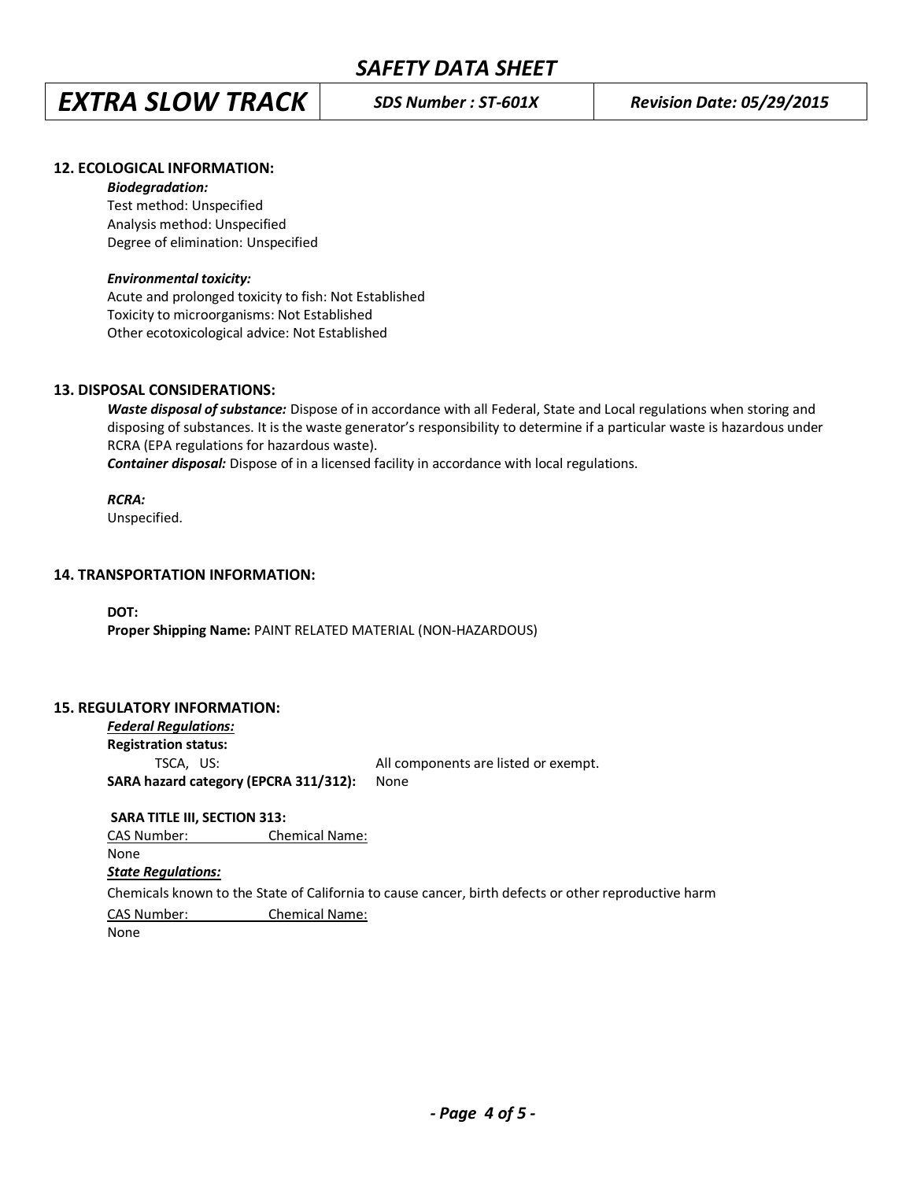## 12. ECOLOGICAL INFORMATION:

***Biodegradation:***

Test method: Unspecified
Analysis method: Unspecified
Degree of elimination: Unspecified

***Environmental toxicity:***

Acute and prolonged toxicity to fish: Not Established
Toxicity to microorganisms: Not Established
Other ecotoxicological advice: Not Established

## 13. DISPOSAL CONSIDERATIONS:

***Waste disposal of substance:*** Dispose of in accordance with all Federal, State and Local regulations when storing and disposing of substances. It is the waste generator's responsibility to determine if a particular waste is hazardous under RCRA (EPA regulations for hazardous waste).
***Container disposal:*** Dispose of in a licensed facility in accordance with local regulations.

***RCRA:***
Unspecified.

## 14. TRANSPORTATION INFORMATION:

**DOT:**
**Proper Shipping Name:** PAINT RELATED MATERIAL (NON-HAZARDOUS)

## 15. REGULATORY INFORMATION:

***Federal Regulations:***

**Registration status:**

| | |
|---|---|
| TSCA, US: | All components are listed or exempt. |
| **SARA hazard category (EPCRA 311/312):** | None |

**SARA TITLE III, SECTION 313:**

| CAS Number: | Chemical Name: |
|---|---|
| None | |

***State Regulations:***

Chemicals known to the State of California to cause cancer, birth defects or other reproductive harm

| CAS Number: | Chemical Name: |
|---|---|
| None | |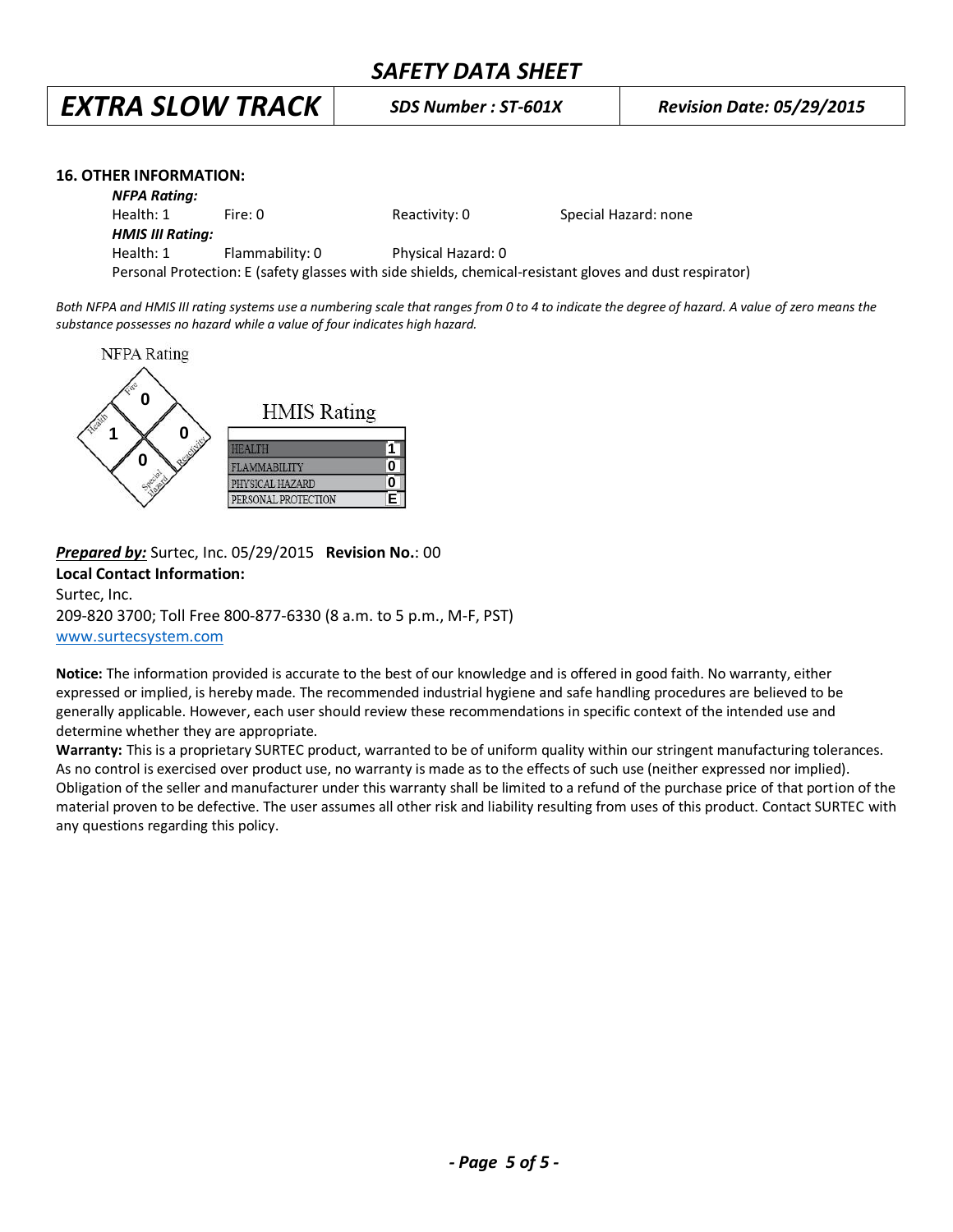## 16. OTHER INFORMATION:

***NFPA Rating:***

Health: 1 Fire: 0 Reactivity: 0 Special Hazard: none

***HMIS III Rating:***

Health: 1 Flammability: 0 Physical Hazard: 0

Personal Protection: E (safety glasses with side shields, chemical-resistant gloves and dust respirator)

*Both NFPA and HMIS III rating systems use a numbering scale that ranges from 0 to 4 to indicate the degree of hazard. A value of zero means the substance possesses no hazard while a value of four indicates high hazard.*

NFPA Rating

Fire
0
Health
1
Reactivity
0
Special Hazard
0

HMIS Rating

| | |
|---|---|
| HEALTH | 1 |
| FLAMMABILITY | 0 |
| PHYSICAL HAZARD | 0 |
| PERSONAL PROTECTION | E |

***Prepared by:*** Surtec, Inc. 05/29/2015 **Revision No.**: 00

**Local Contact Information:**

Surtec, Inc.

209-820 3700; Toll Free 800-877-6330 (8 a.m. to 5 p.m., M-F, PST)

www.surtecsystem.com

**Notice:** The information provided is accurate to the best of our knowledge and is offered in good faith. No warranty, either expressed or implied, is hereby made. The recommended industrial hygiene and safe handling procedures are believed to be generally applicable. However, each user should review these recommendations in specific context of the intended use and determine whether they are appropriate.

**Warranty:** This is a proprietary SURTEC product, warranted to be of uniform quality within our stringent manufacturing tolerances. As no control is exercised over product use, no warranty is made as to the effects of such use (neither expressed nor implied). Obligation of the seller and manufacturer under this warranty shall be limited to a refund of the purchase price of that portion of the material proven to be defective. The user assumes all other risk and liability resulting from uses of this product. Contact SURTEC with any questions regarding this policy.